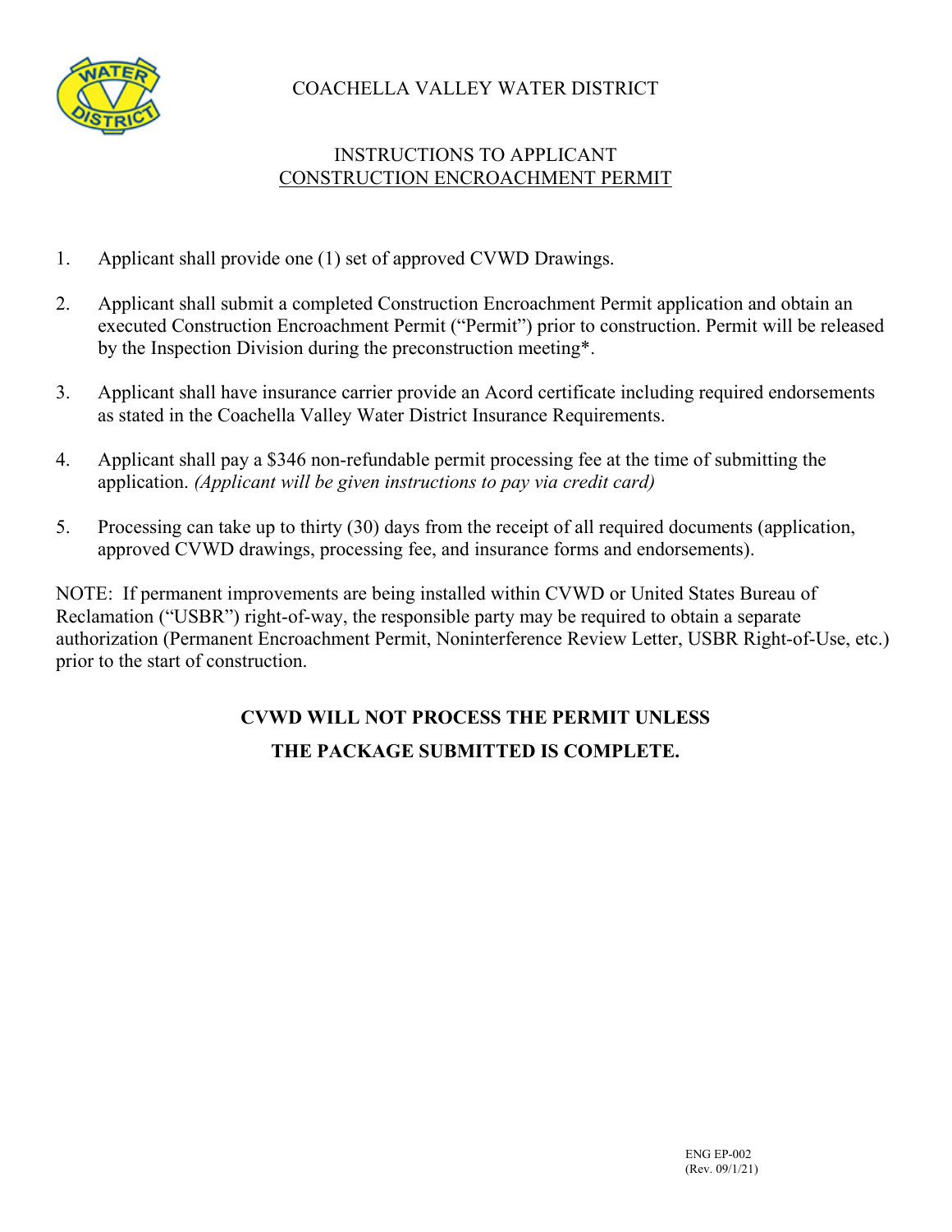COACHELLA VALLEY WATER DISTRICT

INSTRUCTIONS TO APPLICANT

CONSTRUCTION ENCROACHMENT PERMIT

1. Applicant shall provide one (1) set of approved CVWD Drawings.

2. Applicant shall submit a completed Construction Encroachment Permit application and obtain an executed Construction Encroachment Permit ("Permit") prior to construction. Permit will be released by the Inspection Division during the preconstruction meeting*.

3. Applicant shall have insurance carrier provide an Acord certificate including required endorsements as stated in the Coachella Valley Water District Insurance Requirements.

4. Applicant shall pay a $346 non-refundable permit processing fee at the time of submitting the application. *(Applicant will be given instructions to pay via credit card)*

5. Processing can take up to thirty (30) days from the receipt of all required documents (application, approved CVWD drawings, processing fee, and insurance forms and endorsements).

NOTE: If permanent improvements are being installed within CVWD or United States Bureau of Reclamation ("USBR") right-of-way, the responsible party may be required to obtain a separate authorization (Permanent Encroachment Permit, Noninterference Review Letter, USBR Right-of-Use, etc.) prior to the start of construction.

**CVWD WILL NOT PROCESS THE PERMIT UNLESS THE PACKAGE SUBMITTED IS COMPLETE.**

ENG EP-002
(Rev. 09/1/21)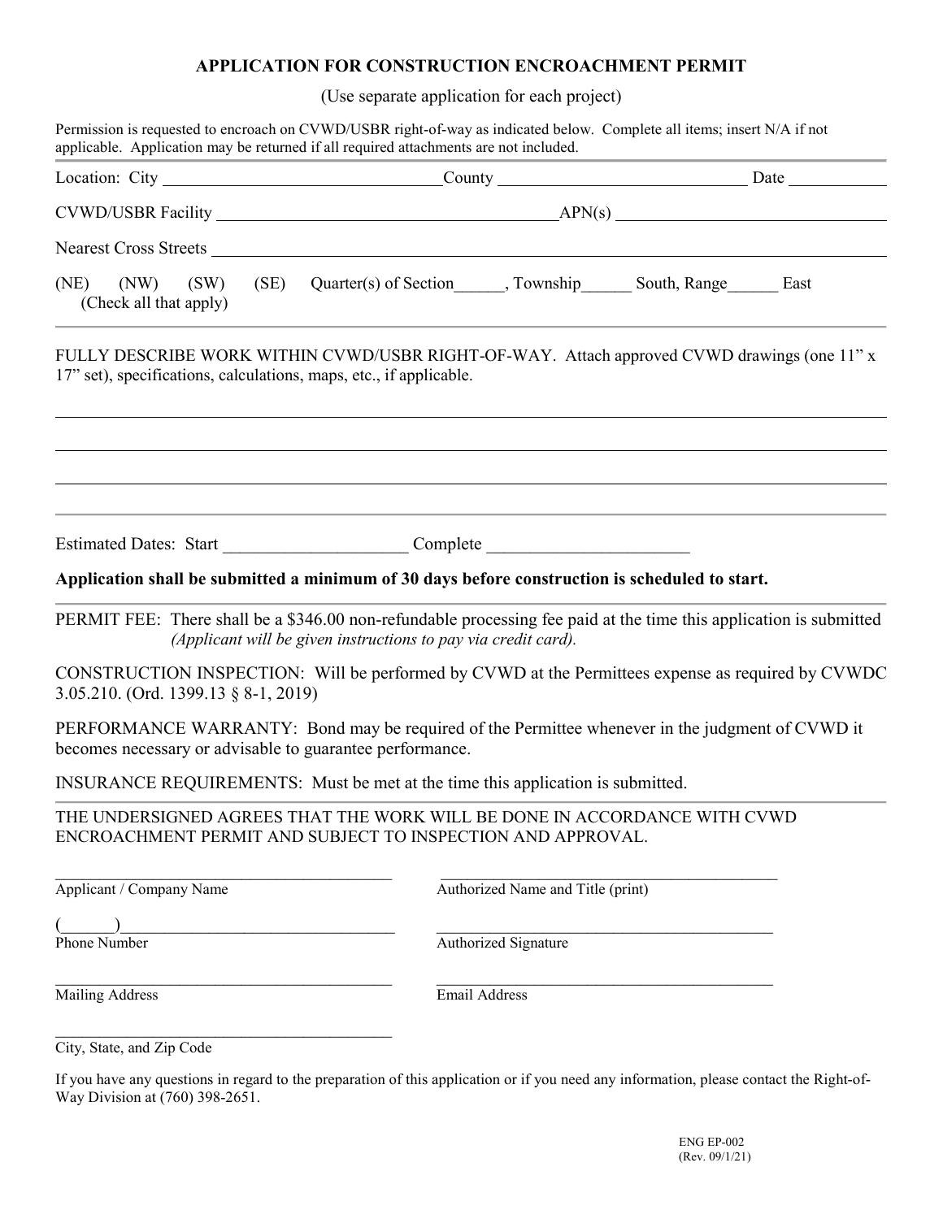# APPLICATION FOR CONSTRUCTION ENCROACHMENT PERMIT

(Use separate application for each project)

Permission is requested to encroach on CVWD/USBR right-of-way as indicated below. Complete all items; insert N/A if not applicable. Application may be returned if all required attachments are not included.

Location: City ______________________________ County ______________________________ Date __________

CVWD/USBR Facility ________________________________________ APN(s) ______________________________

Nearest Cross Streets ______________________________________________________________________________

(NE) (NW) (SW) (SE) Quarter(s) of Section______, Township______ South, Range______ East
(Check all that apply)

FULLY DESCRIBE WORK WITHIN CVWD/USBR RIGHT-OF-WAY. Attach approved CVWD drawings (one 11" x 17" set), specifications, calculations, maps, etc., if applicable.

______________________________________________________________________________

______________________________________________________________________________

______________________________________________________________________________

______________________________________________________________________________

Estimated Dates: Start ____________________ Complete ______________________

**Application shall be submitted a minimum of 30 days before construction is scheduled to start.**

PERMIT FEE: There shall be a $346.00 non-refundable processing fee paid at the time this application is submitted *(Applicant will be given instructions to pay via credit card).*

CONSTRUCTION INSPECTION: Will be performed by CVWD at the Permittees expense as required by CVWDC 3.05.210. (Ord. 1399.13 § 8-1, 2019)

PERFORMANCE WARRANTY: Bond may be required of the Permittee whenever in the judgment of CVWD it becomes necessary or advisable to guarantee performance.

INSURANCE REQUIREMENTS: Must be met at the time this application is submitted.

THE UNDERSIGNED AGREES THAT THE WORK WILL BE DONE IN ACCORDANCE WITH CVWD ENCROACHMENT PERMIT AND SUBJECT TO INSPECTION AND APPROVAL.

________________________________________ ________________________________________
Applicant / Company Name Authorized Name and Title (print)

(______)________________________________ ________________________________________
Phone Number Authorized Signature

________________________________________ ________________________________________
Mailing Address Email Address

________________________________________
City, State, and Zip Code

If you have any questions in regard to the preparation of this application or if you need any information, please contact the Right-of-Way Division at (760) 398-2651.

ENG EP-002
(Rev. 09/1/21)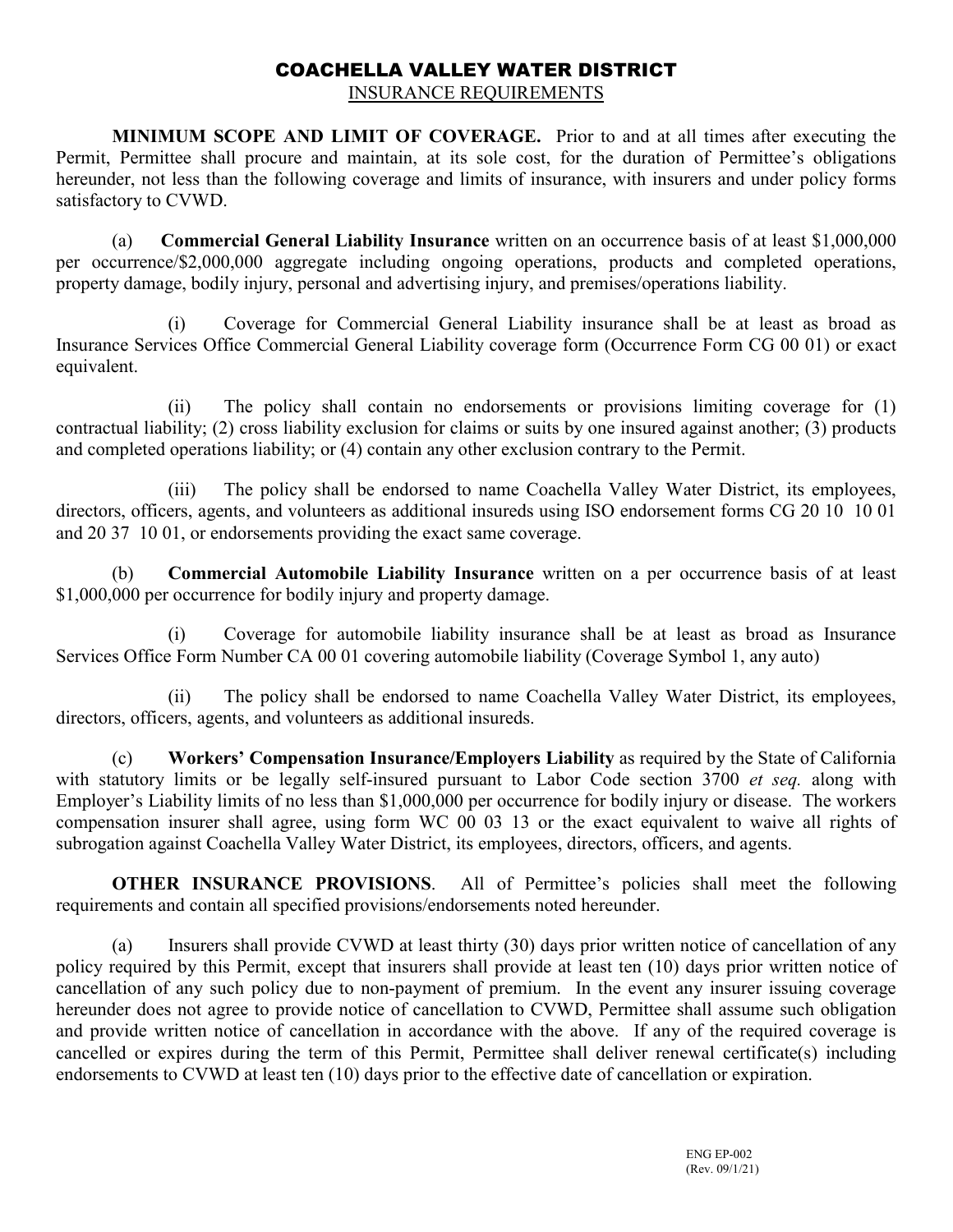# COACHELLA VALLEY WATER DISTRICT

## INSURANCE REQUIREMENTS

**MINIMUM SCOPE AND LIMIT OF COVERAGE.** Prior to and at all times after executing the Permit, Permittee shall procure and maintain, at its sole cost, for the duration of Permittee's obligations hereunder, not less than the following coverage and limits of insurance, with insurers and under policy forms satisfactory to CVWD.

(a) **Commercial General Liability Insurance** written on an occurrence basis of at least $1,000,000 per occurrence/$2,000,000 aggregate including ongoing operations, products and completed operations, property damage, bodily injury, personal and advertising injury, and premises/operations liability.

(i) Coverage for Commercial General Liability insurance shall be at least as broad as Insurance Services Office Commercial General Liability coverage form (Occurrence Form CG 00 01) or exact equivalent.

(ii) The policy shall contain no endorsements or provisions limiting coverage for (1) contractual liability; (2) cross liability exclusion for claims or suits by one insured against another; (3) products and completed operations liability; or (4) contain any other exclusion contrary to the Permit.

(iii) The policy shall be endorsed to name Coachella Valley Water District, its employees, directors, officers, agents, and volunteers as additional insureds using ISO endorsement forms CG 20 10 10 01 and 20 37 10 01, or endorsements providing the exact same coverage.

(b) **Commercial Automobile Liability Insurance** written on a per occurrence basis of at least $1,000,000 per occurrence for bodily injury and property damage.

(i) Coverage for automobile liability insurance shall be at least as broad as Insurance Services Office Form Number CA 00 01 covering automobile liability (Coverage Symbol 1, any auto)

(ii) The policy shall be endorsed to name Coachella Valley Water District, its employees, directors, officers, agents, and volunteers as additional insureds.

(c) **Workers' Compensation Insurance/Employers Liability** as required by the State of California with statutory limits or be legally self-insured pursuant to Labor Code section 3700 *et seq.* along with Employer's Liability limits of no less than $1,000,000 per occurrence for bodily injury or disease. The workers compensation insurer shall agree, using form WC 00 03 13 or the exact equivalent to waive all rights of subrogation against Coachella Valley Water District, its employees, directors, officers, and agents.

**OTHER INSURANCE PROVISIONS**. All of Permittee's policies shall meet the following requirements and contain all specified provisions/endorsements noted hereunder.

(a) Insurers shall provide CVWD at least thirty (30) days prior written notice of cancellation of any policy required by this Permit, except that insurers shall provide at least ten (10) days prior written notice of cancellation of any such policy due to non-payment of premium. In the event any insurer issuing coverage hereunder does not agree to provide notice of cancellation to CVWD, Permittee shall assume such obligation and provide written notice of cancellation in accordance with the above. If any of the required coverage is cancelled or expires during the term of this Permit, Permittee shall deliver renewal certificate(s) including endorsements to CVWD at least ten (10) days prior to the effective date of cancellation or expiration.

ENG EP-002
(Rev. 09/1/21)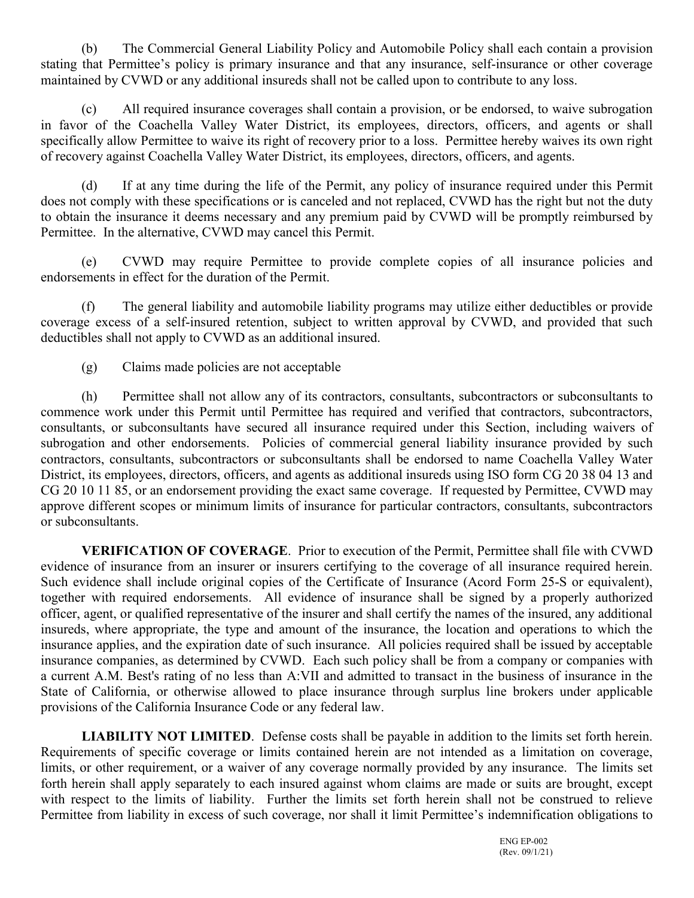(b) The Commercial General Liability Policy and Automobile Policy shall each contain a provision stating that Permittee's policy is primary insurance and that any insurance, self-insurance or other coverage maintained by CVWD or any additional insureds shall not be called upon to contribute to any loss.

(c) All required insurance coverages shall contain a provision, or be endorsed, to waive subrogation in favor of the Coachella Valley Water District, its employees, directors, officers, and agents or shall specifically allow Permittee to waive its right of recovery prior to a loss. Permittee hereby waives its own right of recovery against Coachella Valley Water District, its employees, directors, officers, and agents.

(d) If at any time during the life of the Permit, any policy of insurance required under this Permit does not comply with these specifications or is canceled and not replaced, CVWD has the right but not the duty to obtain the insurance it deems necessary and any premium paid by CVWD will be promptly reimbursed by Permittee. In the alternative, CVWD may cancel this Permit.

(e) CVWD may require Permittee to provide complete copies of all insurance policies and endorsements in effect for the duration of the Permit.

(f) The general liability and automobile liability programs may utilize either deductibles or provide coverage excess of a self-insured retention, subject to written approval by CVWD, and provided that such deductibles shall not apply to CVWD as an additional insured.

(g) Claims made policies are not acceptable

(h) Permittee shall not allow any of its contractors, consultants, subcontractors or subconsultants to commence work under this Permit until Permittee has required and verified that contractors, subcontractors, consultants, or subconsultants have secured all insurance required under this Section, including waivers of subrogation and other endorsements. Policies of commercial general liability insurance provided by such contractors, consultants, subcontractors or subconsultants shall be endorsed to name Coachella Valley Water District, its employees, directors, officers, and agents as additional insureds using ISO form CG 20 38 04 13 and CG 20 10 11 85, or an endorsement providing the exact same coverage. If requested by Permittee, CVWD may approve different scopes or minimum limits of insurance for particular contractors, consultants, subcontractors or subconsultants.

**VERIFICATION OF COVERAGE**. Prior to execution of the Permit, Permittee shall file with CVWD evidence of insurance from an insurer or insurers certifying to the coverage of all insurance required herein. Such evidence shall include original copies of the Certificate of Insurance (Acord Form 25-S or equivalent), together with required endorsements. All evidence of insurance shall be signed by a properly authorized officer, agent, or qualified representative of the insurer and shall certify the names of the insured, any additional insureds, where appropriate, the type and amount of the insurance, the location and operations to which the insurance applies, and the expiration date of such insurance. All policies required shall be issued by acceptable insurance companies, as determined by CVWD. Each such policy shall be from a company or companies with a current A.M. Best's rating of no less than A:VII and admitted to transact in the business of insurance in the State of California, or otherwise allowed to place insurance through surplus line brokers under applicable provisions of the California Insurance Code or any federal law.

**LIABILITY NOT LIMITED**. Defense costs shall be payable in addition to the limits set forth herein. Requirements of specific coverage or limits contained herein are not intended as a limitation on coverage, limits, or other requirement, or a waiver of any coverage normally provided by any insurance. The limits set forth herein shall apply separately to each insured against whom claims are made or suits are brought, except with respect to the limits of liability. Further the limits set forth herein shall not be construed to relieve Permittee from liability in excess of such coverage, nor shall it limit Permittee's indemnification obligations to

ENG EP-002
(Rev. 09/1/21)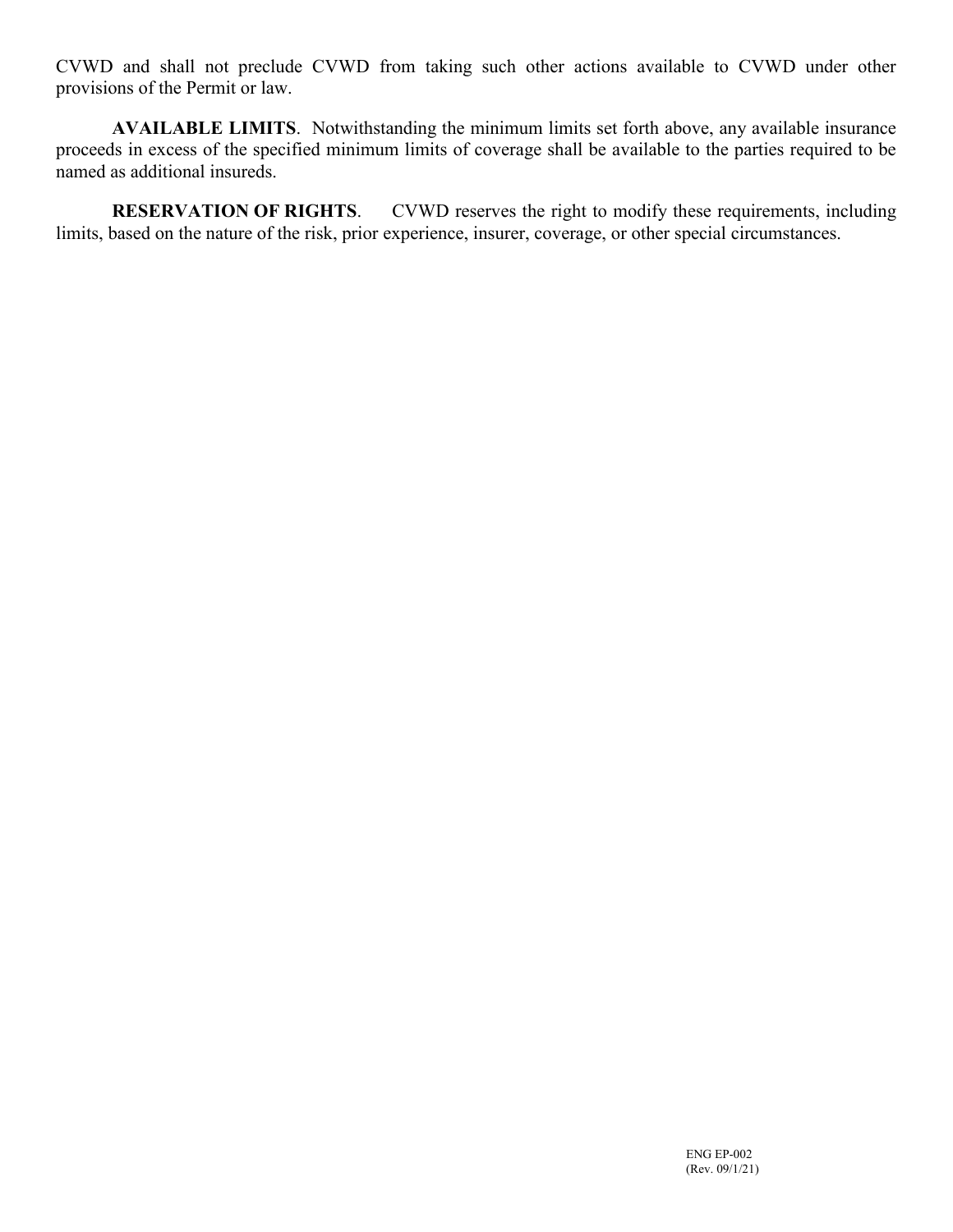CVWD and shall not preclude CVWD from taking such other actions available to CVWD under other provisions of the Permit or law.

**AVAILABLE LIMITS**. Notwithstanding the minimum limits set forth above, any available insurance proceeds in excess of the specified minimum limits of coverage shall be available to the parties required to be named as additional insureds.

**RESERVATION OF RIGHTS**. CVWD reserves the right to modify these requirements, including limits, based on the nature of the risk, prior experience, insurer, coverage, or other special circumstances.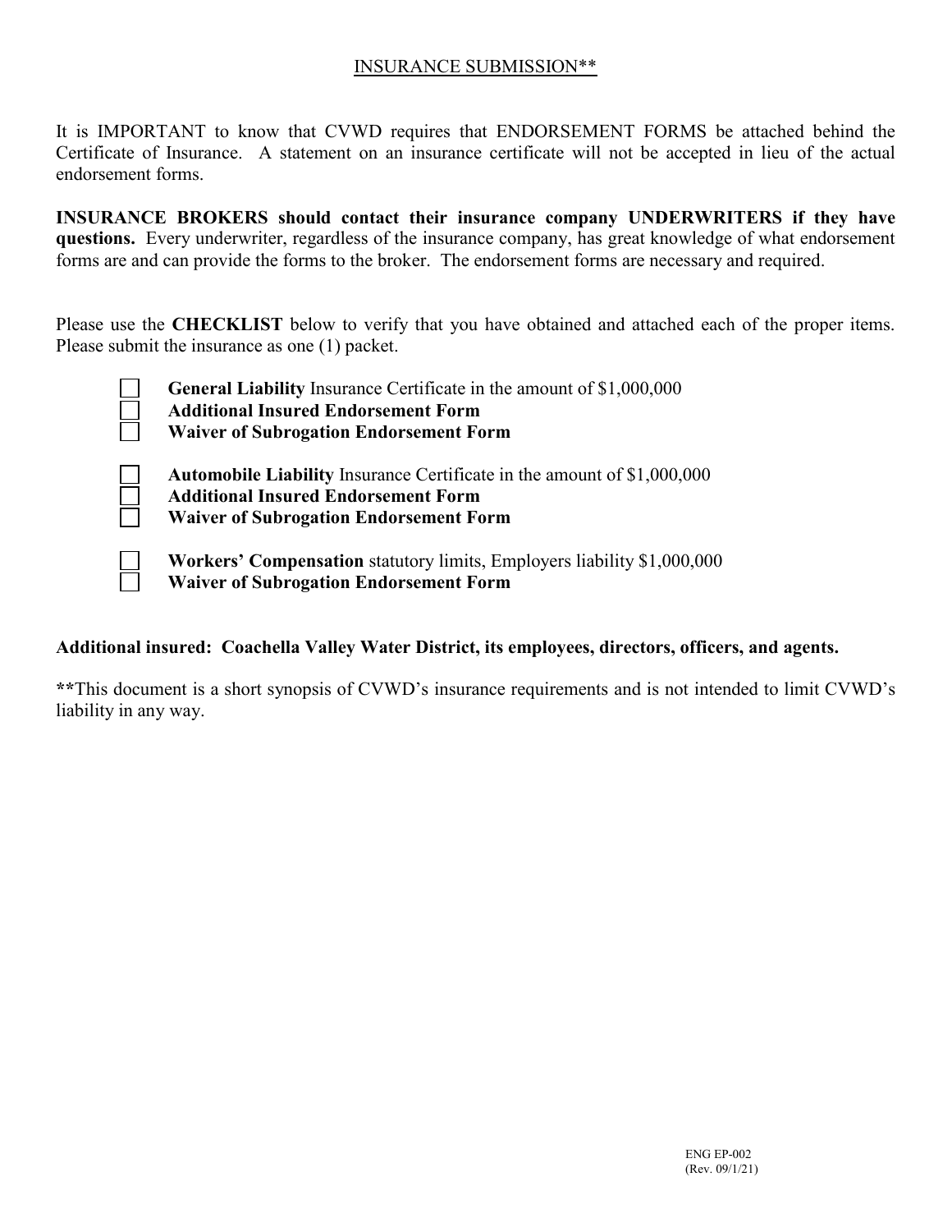# INSURANCE SUBMISSION**

It is IMPORTANT to know that CVWD requires that ENDORSEMENT FORMS be attached behind the Certificate of Insurance. A statement on an insurance certificate will not be accepted in lieu of the actual endorsement forms.

**INSURANCE BROKERS should contact their insurance company UNDERWRITERS if they have questions.** Every underwriter, regardless of the insurance company, has great knowledge of what endorsement forms are and can provide the forms to the broker. The endorsement forms are necessary and required.

Please use the **CHECKLIST** below to verify that you have obtained and attached each of the proper items. Please submit the insurance as one (1) packet.

- [ ] **General Liability** Insurance Certificate in the amount of $1,000,000
- [ ] **Additional Insured Endorsement Form**
- [ ] **Waiver of Subrogation Endorsement Form**

- [ ] **Automobile Liability** Insurance Certificate in the amount of $1,000,000
- [ ] **Additional Insured Endorsement Form**
- [ ] **Waiver of Subrogation Endorsement Form**

- [ ] **Workers' Compensation** statutory limits, Employers liability $1,000,000
- [ ] **Waiver of Subrogation Endorsement Form**

**Additional insured: Coachella Valley Water District, its employees, directors, officers, and agents.**

****This document is a short synopsis of CVWD's insurance requirements and is not intended to limit CVWD's liability in any way.

ENG EP-002
(Rev. 09/1/21)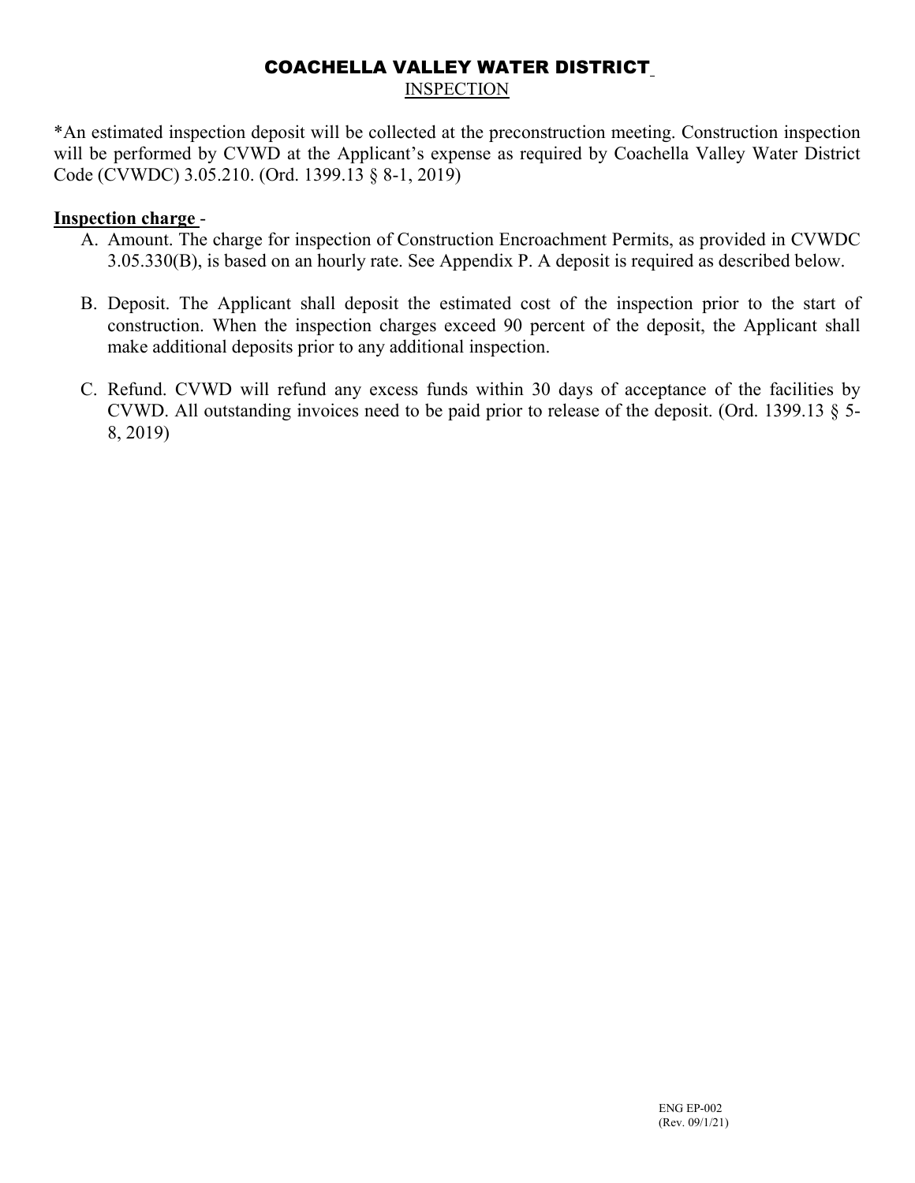# COACHELLA VALLEY WATER DISTRICT

## INSPECTION

*An estimated inspection deposit will be collected at the preconstruction meeting. Construction inspection will be performed by CVWD at the Applicant's expense as required by Coachella Valley Water District Code (CVWDC) 3.05.210. (Ord. 1399.13 § 8-1, 2019)

**Inspection charge** -

A. Amount. The charge for inspection of Construction Encroachment Permits, as provided in CVWDC 3.05.330(B), is based on an hourly rate. See Appendix P. A deposit is required as described below.

B. Deposit. The Applicant shall deposit the estimated cost of the inspection prior to the start of construction. When the inspection charges exceed 90 percent of the deposit, the Applicant shall make additional deposits prior to any additional inspection.

C. Refund. CVWD will refund any excess funds within 30 days of acceptance of the facilities by CVWD. All outstanding invoices need to be paid prior to release of the deposit. (Ord. 1399.13 § 5-8, 2019)

ENG EP-002
(Rev. 09/1/21)